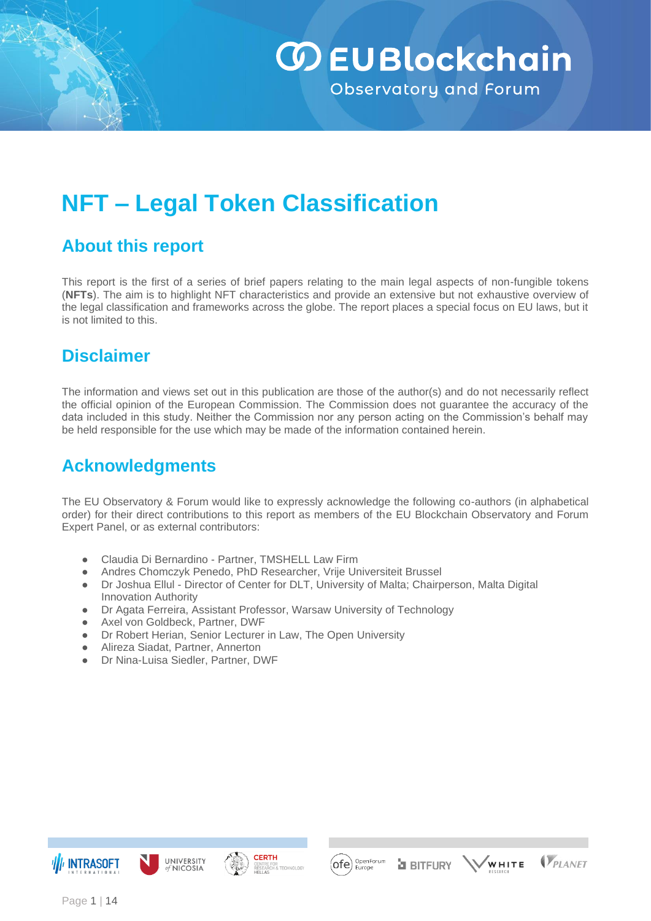# NFT – Legal Token Classification

## About this report

This report is the first of a series of brief papers relating to the main legal aspects of non-fungible tokens (**NFTs**). The aim is to highlight NFT characteristics and provide an extensive but not exhaustive overview of the legal classification and frameworks across the globe. The report places a special focus on EU laws, but it is not limited to this.

## Disclaimer

The information and views set out in this publication are those of the author(s) and do not necessarily reflect the official opinion of the European Commission. The Commission does not guarantee the accuracy of the data included in this study. Neither the Commission nor any person acting on the Commission's behalf may be held responsible for the use which may be made of the information contained herein.

## Acknowledgments

The EU Observatory & Forum would like to expressly acknowledge the following co-authors (in alphabetical order) for their direct contributions to this report as members of the EU Blockchain Observatory and Forum Expert Panel, or as external contributors:

- Claudia Di Bernardino - Partner, TMSHELL Law Firm
- Andres Chomczyk Penedo, PhD Researcher, Vrije Universiteit Brussel
- Dr Joshua Ellul - Director of Center for DLT, University of Malta; Chairperson, Malta Digital Innovation Authority
- Dr Agata Ferreira, Assistant Professor, Warsaw University of Technology
- Axel von Goldbeck, Partner, DWF
- Dr Robert Herian, Senior Lecturer in Law, The Open University
- Alireza Siadat, Partner, Annerton
- Dr Nina-Luisa Siedler, Partner, DWF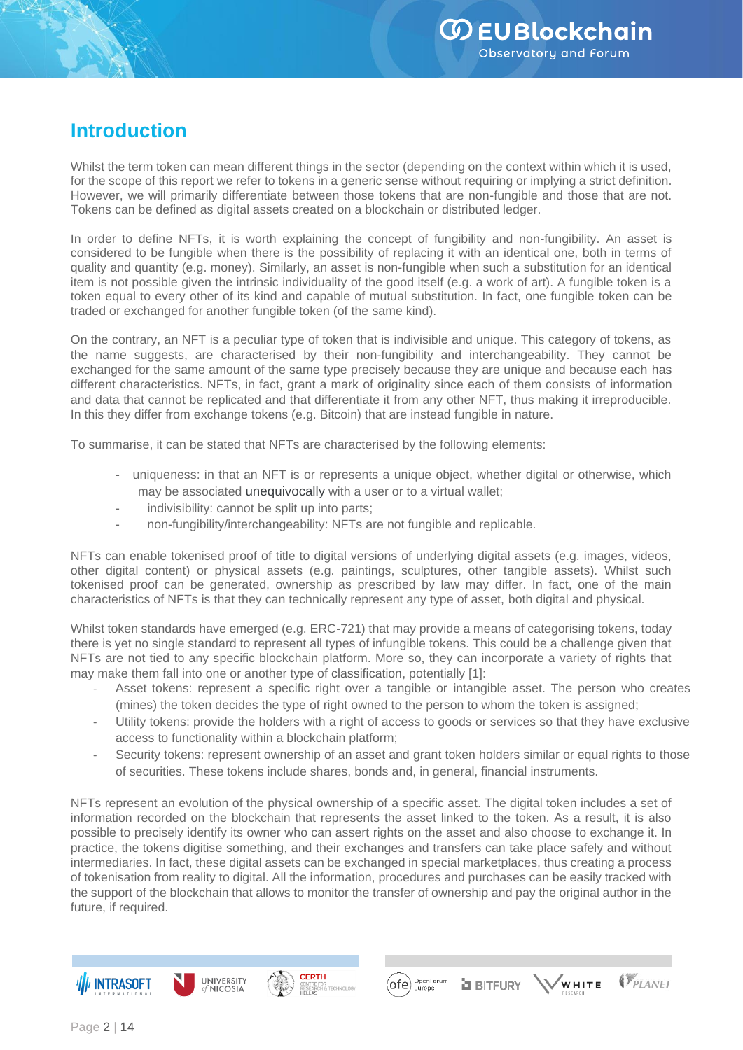# Introduction

Whilst the term token can mean different things in the sector (depending on the context within which it is used, for the scope of this report we refer to tokens in a generic sense without requiring or implying a strict definition. However, we will primarily differentiate between those tokens that are non-fungible and those that are not. Tokens can be defined as digital assets created on a blockchain or distributed ledger.

In order to define NFTs, it is worth explaining the concept of fungibility and non-fungibility. An asset is considered to be fungible when there is the possibility of replacing it with an identical one, both in terms of quality and quantity (e.g. money). Similarly, an asset is non-fungible when such a substitution for an identical item is not possible given the intrinsic individuality of the good itself (e.g. a work of art). A fungible token is a token equal to every other of its kind and capable of mutual substitution. In fact, one fungible token can be traded or exchanged for another fungible token (of the same kind).

On the contrary, an NFT is a peculiar type of token that is indivisible and unique. This category of tokens, as the name suggests, are characterised by their non-fungibility and interchangeability. They cannot be exchanged for the same amount of the same type precisely because they are unique and because each has different characteristics. NFTs, in fact, grant a mark of originality since each of them consists of information and data that cannot be replicated and that differentiate it from any other NFT, thus making it irreproducible. In this they differ from exchange tokens (e.g. Bitcoin) that are instead fungible in nature.

To summarise, it can be stated that NFTs are characterised by the following elements:

- uniqueness: in that an NFT is or represents a unique object, whether digital or otherwise, which may be associated unequivocally with a user or to a virtual wallet;
- indivisibility: cannot be split up into parts;
- non-fungibility/interchangeability: NFTs are not fungible and replicable.

NFTs can enable tokenised proof of title to digital versions of underlying digital assets (e.g. images, videos, other digital content) or physical assets (e.g. paintings, sculptures, other tangible assets). Whilst such tokenised proof can be generated, ownership as prescribed by law may differ. In fact, one of the main characteristics of NFTs is that they can technically represent any type of asset, both digital and physical.

Whilst token standards have emerged (e.g. ERC-721) that may provide a means of categorising tokens, today there is yet no single standard to represent all types of infungible tokens. This could be a challenge given that NFTs are not tied to any specific blockchain platform. More so, they can incorporate a variety of rights that may make them fall into one or another type of classification, potentially [1]:

- Asset tokens: represent a specific right over a tangible or intangible asset. The person who creates (mines) the token decides the type of right owned to the person to whom the token is assigned;
- Utility tokens: provide the holders with a right of access to goods or services so that they have exclusive access to functionality within a blockchain platform;
- Security tokens: represent ownership of an asset and grant token holders similar or equal rights to those of securities. These tokens include shares, bonds and, in general, financial instruments.

NFTs represent an evolution of the physical ownership of a specific asset. The digital token includes a set of information recorded on the blockchain that represents the asset linked to the token. As a result, it is also possible to precisely identify its owner who can assert rights on the asset and also choose to exchange it. In practice, the tokens digitise something, and their exchanges and transfers can take place safely and without intermediaries. In fact, these digital assets can be exchanged in special marketplaces, thus creating a process of tokenisation from reality to digital. All the information, procedures and purchases can be easily tracked with the support of the blockchain that allows to monitor the transfer of ownership and pay the original author in the future, if required.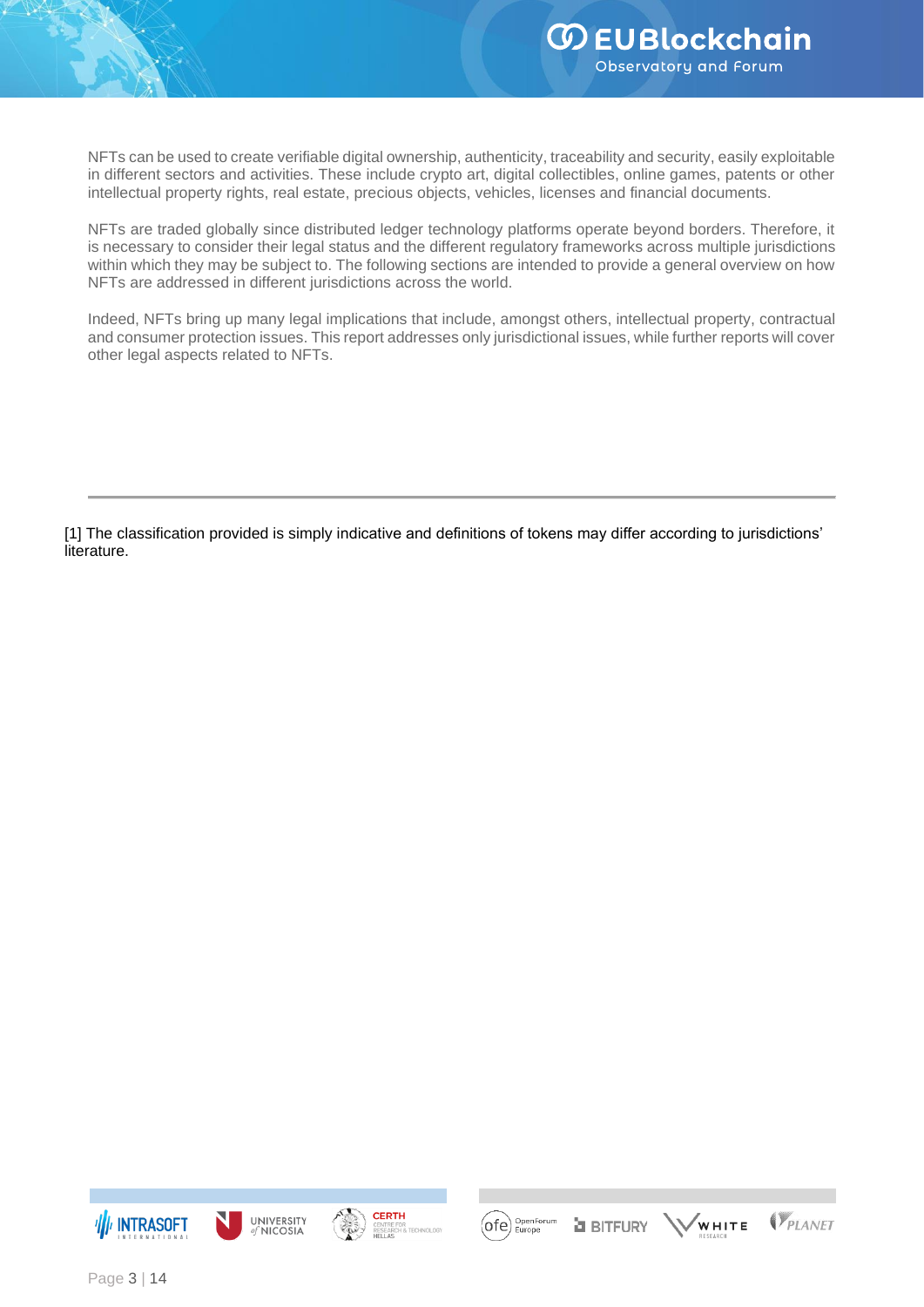NFTs can be used to create verifiable digital ownership, authenticity, traceability and security, easily exploitable in different sectors and activities. These include crypto art, digital collectibles, online games, patents or other intellectual property rights, real estate, precious objects, vehicles, licenses and financial documents.

NFTs are traded globally since distributed ledger technology platforms operate beyond borders. Therefore, it is necessary to consider their legal status and the different regulatory frameworks across multiple jurisdictions within which they may be subject to. The following sections are intended to provide a general overview on how NFTs are addressed in different jurisdictions across the world.

Indeed, NFTs bring up many legal implications that include, amongst others, intellectual property, contractual and consumer protection issues. This report addresses only jurisdictional issues, while further reports will cover other legal aspects related to NFTs.

---

[1] The classification provided is simply indicative and definitions of tokens may differ according to jurisdictions' literature.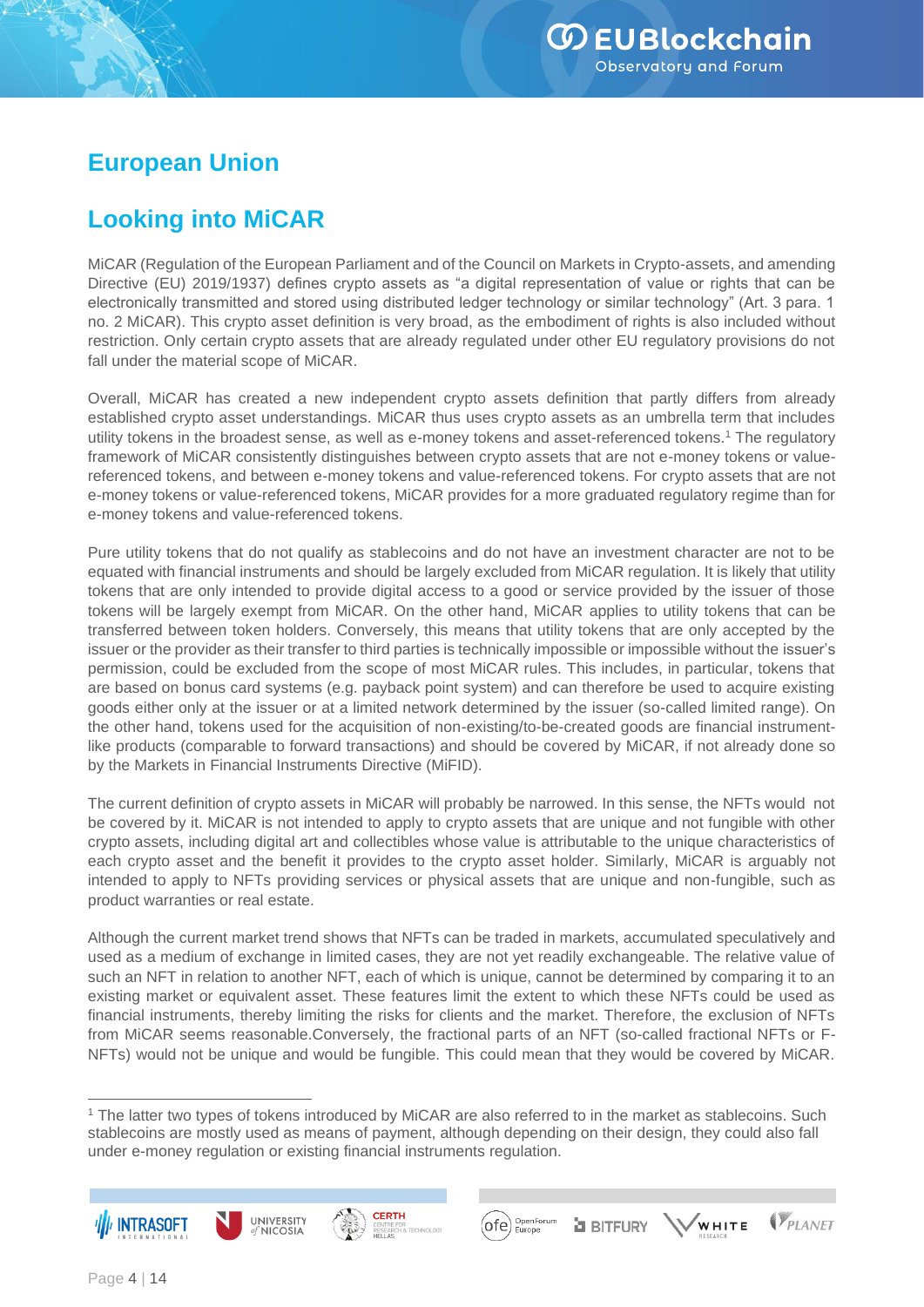# European Union

## Looking into MiCAR

MiCAR (Regulation of the European Parliament and of the Council on Markets in Crypto-assets, and amending Directive (EU) 2019/1937) defines crypto assets as "a digital representation of value or rights that can be electronically transmitted and stored using distributed ledger technology or similar technology" (Art. 3 para. 1 no. 2 MiCAR). This crypto asset definition is very broad, as the embodiment of rights is also included without restriction. Only certain crypto assets that are already regulated under other EU regulatory provisions do not fall under the material scope of MiCAR.

Overall, MiCAR has created a new independent crypto assets definition that partly differs from already established crypto asset understandings. MiCAR thus uses crypto assets as an umbrella term that includes utility tokens in the broadest sense, as well as e-money tokens and asset-referenced tokens.[1] The regulatory framework of MiCAR consistently distinguishes between crypto assets that are not e-money tokens or value-referenced tokens, and between e-money tokens and value-referenced tokens. For crypto assets that are not e-money tokens or value-referenced tokens, MiCAR provides for a more graduated regulatory regime than for e-money tokens and value-referenced tokens.

Pure utility tokens that do not qualify as stablecoins and do not have an investment character are not to be equated with financial instruments and should be largely excluded from MiCAR regulation. It is likely that utility tokens that are only intended to provide digital access to a good or service provided by the issuer of those tokens will be largely exempt from MiCAR. On the other hand, MiCAR applies to utility tokens that can be transferred between token holders. Conversely, this means that utility tokens that are only accepted by the issuer or the provider as their transfer to third parties is technically impossible or impossible without the issuer's permission, could be excluded from the scope of most MiCAR rules. This includes, in particular, tokens that are based on bonus card systems (e.g. payback point system) and can therefore be used to acquire existing goods either only at the issuer or at a limited network determined by the issuer (so-called limited range). On the other hand, tokens used for the acquisition of non-existing/to-be-created goods are financial instrument-like products (comparable to forward transactions) and should be covered by MiCAR, if not already done so by the Markets in Financial Instruments Directive (MiFID).

The current definition of crypto assets in MiCAR will probably be narrowed. In this sense, the NFTs would not be covered by it. MiCAR is not intended to apply to crypto assets that are unique and not fungible with other crypto assets, including digital art and collectibles whose value is attributable to the unique characteristics of each crypto asset and the benefit it provides to the crypto asset holder. Similarly, MiCAR is arguably not intended to apply to NFTs providing services or physical assets that are unique and non-fungible, such as product warranties or real estate.

Although the current market trend shows that NFTs can be traded in markets, accumulated speculatively and used as a medium of exchange in limited cases, they are not yet readily exchangeable. The relative value of such an NFT in relation to another NFT, each of which is unique, cannot be determined by comparing it to an existing market or equivalent asset. These features limit the extent to which these NFTs could be used as financial instruments, thereby limiting the risks for clients and the market. Therefore, the exclusion of NFTs from MiCAR seems reasonable.Conversely, the fractional parts of an NFT (so-called fractional NFTs or F-NFTs) would not be unique and would be fungible. This could mean that they would be covered by MiCAR.

[1] The latter two types of tokens introduced by MiCAR are also referred to in the market as stablecoins. Such stablecoins are mostly used as means of payment, although depending on their design, they could also fall under e-money regulation or existing financial instruments regulation.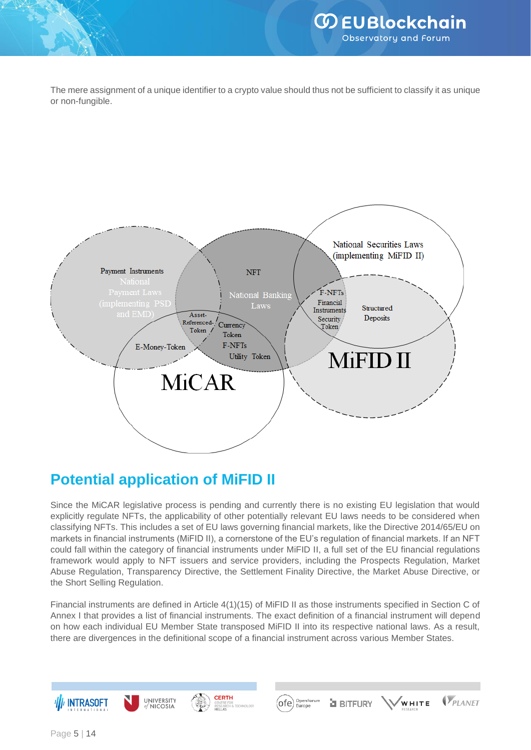The mere assignment of a unique identifier to a crypto value should thus not be sufficient to classify it as unique or non-fungible.

Payment Instruments
National Payment Laws (implementing PSD and EMD)

NFT
National Banking Laws

National Securities Laws (implementing MiFID II)

Asset-Referenced-Token

Currency Token

F-NFTs

Utility Token

E-Money-Token

F-NFTs
Financial Instruments
Security Token

Structured Deposits

MiCAR

MiFID II

## Potential application of MiFID II

Since the MiCAR legislative process is pending and currently there is no existing EU legislation that would explicitly regulate NFTs, the applicability of other potentially relevant EU laws needs to be considered when classifying NFTs. This includes a set of EU laws governing financial markets, like the Directive 2014/65/EU on markets in financial instruments (MiFID II), a cornerstone of the EU's regulation of financial markets. If an NFT could fall within the category of financial instruments under MiFID II, a full set of the EU financial regulations framework would apply to NFT issuers and service providers, including the Prospects Regulation, Market Abuse Regulation, Transparency Directive, the Settlement Finality Directive, the Market Abuse Directive, or the Short Selling Regulation.

Financial instruments are defined in Article 4(1)(15) of MiFID II as those instruments specified in Section C of Annex I that provides a list of financial instruments. The exact definition of a financial instrument will depend on how each individual EU Member State transposed MiFID II into its respective national laws. As a result, there are divergences in the definitional scope of a financial instrument across various Member States.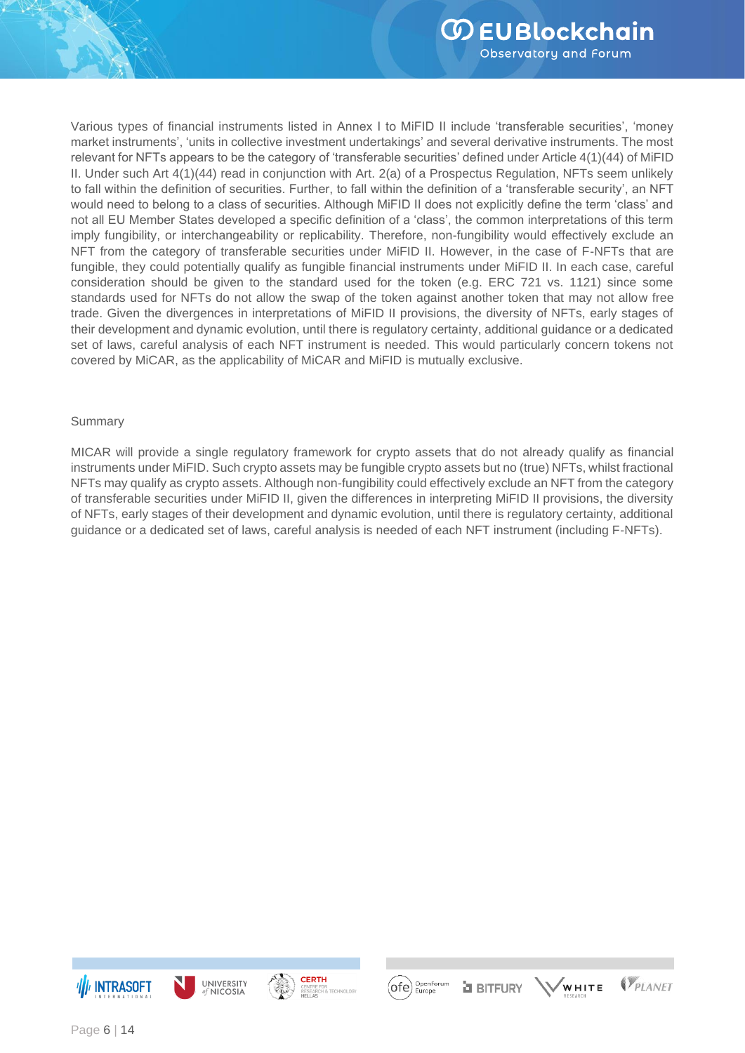Various types of financial instruments listed in Annex I to MiFID II include 'transferable securities', 'money market instruments', 'units in collective investment undertakings' and several derivative instruments. The most relevant for NFTs appears to be the category of 'transferable securities' defined under Article 4(1)(44) of MiFID II. Under such Art 4(1)(44) read in conjunction with Art. 2(a) of a Prospectus Regulation, NFTs seem unlikely to fall within the definition of securities. Further, to fall within the definition of a 'transferable security', an NFT would need to belong to a class of securities. Although MiFID II does not explicitly define the term 'class' and not all EU Member States developed a specific definition of a 'class', the common interpretations of this term imply fungibility, or interchangeability or replicability. Therefore, non-fungibility would effectively exclude an NFT from the category of transferable securities under MiFID II. However, in the case of F-NFTs that are fungible, they could potentially qualify as fungible financial instruments under MiFID II. In each case, careful consideration should be given to the standard used for the token (e.g. ERC 721 vs. 1121) since some standards used for NFTs do not allow the swap of the token against another token that may not allow free trade. Given the divergences in interpretations of MiFID II provisions, the diversity of NFTs, early stages of their development and dynamic evolution, until there is regulatory certainty, additional guidance or a dedicated set of laws, careful analysis of each NFT instrument is needed. This would particularly concern tokens not covered by MiCAR, as the applicability of MiCAR and MiFID is mutually exclusive.

Summary

MICAR will provide a single regulatory framework for crypto assets that do not already qualify as financial instruments under MiFID. Such crypto assets may be fungible crypto assets but no (true) NFTs, whilst fractional NFTs may qualify as crypto assets. Although non-fungibility could effectively exclude an NFT from the category of transferable securities under MiFID II, given the differences in interpreting MiFID II provisions, the diversity of NFTs, early stages of their development and dynamic evolution, until there is regulatory certainty, additional guidance or a dedicated set of laws, careful analysis is needed of each NFT instrument (including F-NFTs).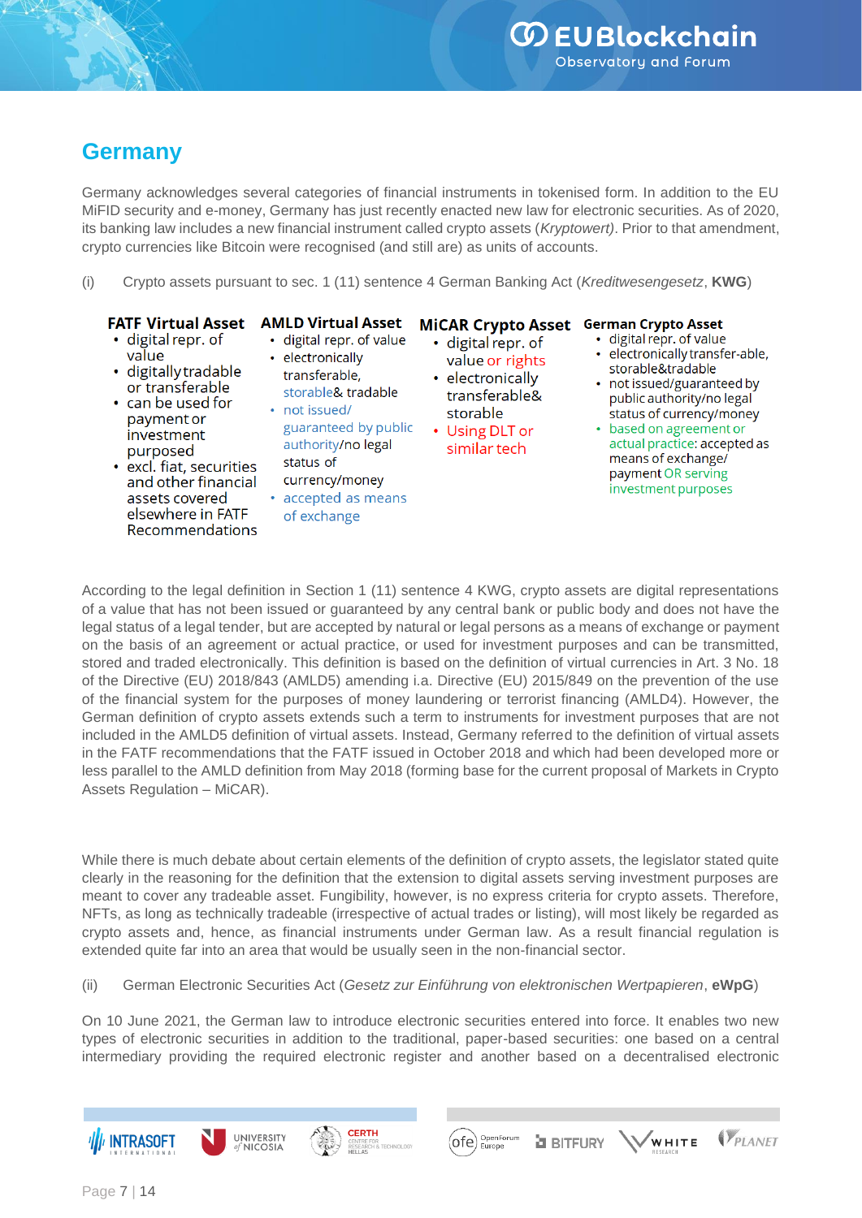## Germany

Germany acknowledges several categories of financial instruments in tokenised form. In addition to the EU MiFID security and e-money, Germany has just recently enacted new law for electronic securities. As of 2020, its banking law includes a new financial instrument called crypto assets (*Kryptowert)*. Prior to that amendment, crypto currencies like Bitcoin were recognised (and still are) as units of accounts.

(i) Crypto assets pursuant to sec. 1 (11) sentence 4 German Banking Act (*Kreditwesengesetz*, **KWG**)

| **FATF Virtual Asset** | **AMLD Virtual Asset** | **MiCAR Crypto Asset** | **German Crypto Asset** |
|---|---|---|---|
| • digital repr. of value<br>• digitally tradable or transferable<br>• can be used for payment or investment purposed<br>• excl. fiat, securities and other financial assets covered elsewhere in FATF Recommendations | • digital repr. of value<br>• electronically transferable, storable& tradable<br>• not issued/ guaranteed by public authority/no legal status of currency/money<br>• accepted as means of exchange | • digital repr. of value or rights<br>• electronically transferable& storable<br>• Using DLT or similar tech | • digital repr. of value<br>• electronically transfer-able, storable&tradable<br>• not issued/guaranteed by public authority/no legal status of currency/money<br>• based on agreement or actual practice: accepted as means of exchange/ payment OR serving investment purposes |

According to the legal definition in Section 1 (11) sentence 4 KWG, crypto assets are digital representations of a value that has not been issued or guaranteed by any central bank or public body and does not have the legal status of a legal tender, but are accepted by natural or legal persons as a means of exchange or payment on the basis of an agreement or actual practice, or used for investment purposes and can be transmitted, stored and traded electronically. This definition is based on the definition of virtual currencies in Art. 3 No. 18 of the Directive (EU) 2018/843 (AMLD5) amending i.a. Directive (EU) 2015/849 on the prevention of the use of the financial system for the purposes of money laundering or terrorist financing (AMLD4). However, the German definition of crypto assets extends such a term to instruments for investment purposes that are not included in the AMLD5 definition of virtual assets. Instead, Germany referred to the definition of virtual assets in the FATF recommendations that the FATF issued in October 2018 and which had been developed more or less parallel to the AMLD definition from May 2018 (forming base for the current proposal of Markets in Crypto Assets Regulation – MiCAR).

While there is much debate about certain elements of the definition of crypto assets, the legislator stated quite clearly in the reasoning for the definition that the extension to digital assets serving investment purposes are meant to cover any tradeable asset. Fungibility, however, is no express criteria for crypto assets. Therefore, NFTs, as long as technically tradeable (irrespective of actual trades or listing), will most likely be regarded as crypto assets and, hence, as financial instruments under German law. As a result financial regulation is extended quite far into an area that would be usually seen in the non-financial sector.

(ii) German Electronic Securities Act (*Gesetz zur Einführung von elektronischen Wertpapieren*, **eWpG**)

On 10 June 2021, the German law to introduce electronic securities entered into force. It enables two new types of electronic securities in addition to the traditional, paper-based securities: one based on a central intermediary providing the required electronic register and another based on a decentralised electronic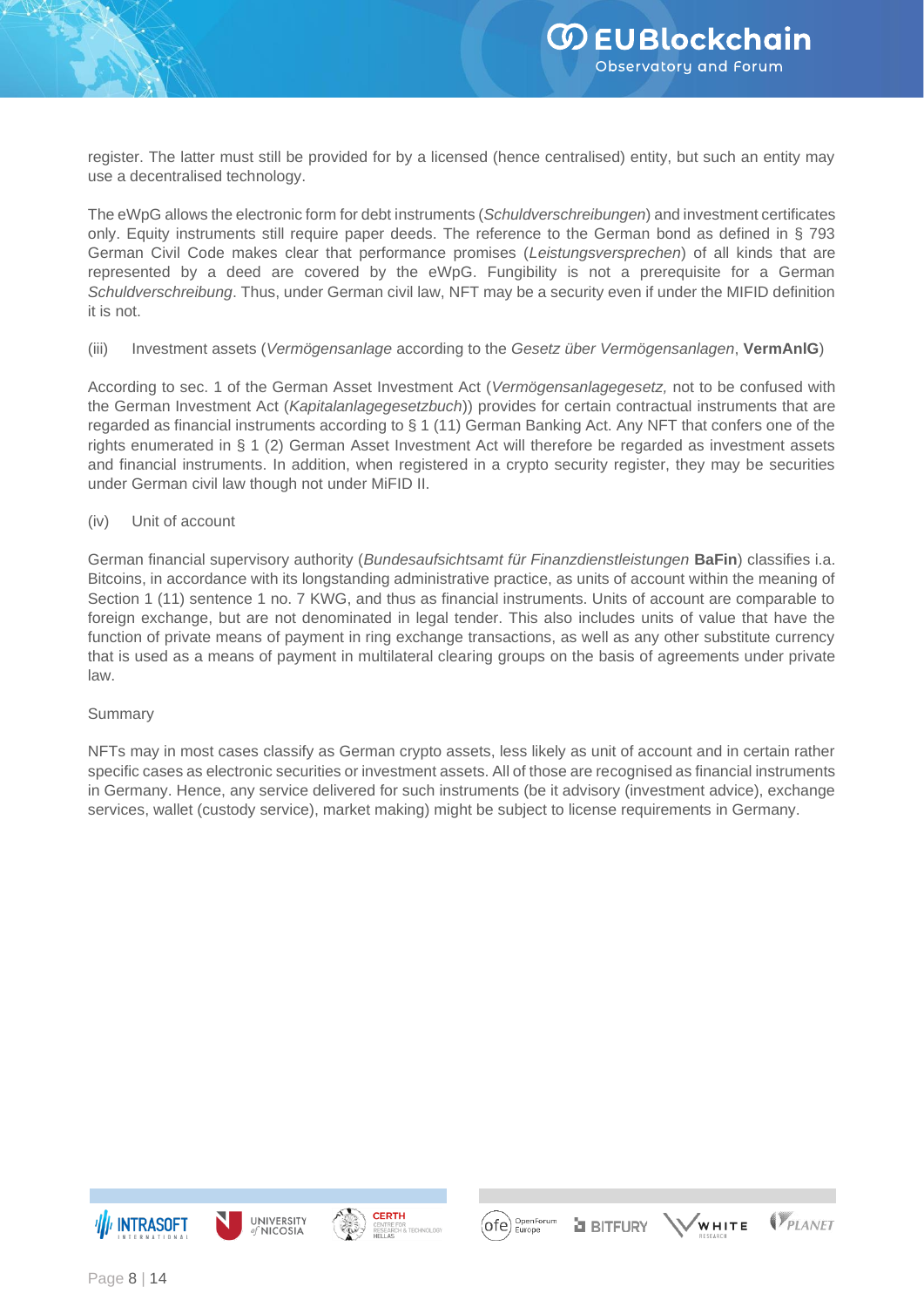register. The latter must still be provided for by a licensed (hence centralised) entity, but such an entity may use a decentralised technology.

The eWpG allows the electronic form for debt instruments (*Schuldverschreibungen*) and investment certificates only. Equity instruments still require paper deeds. The reference to the German bond as defined in § 793 German Civil Code makes clear that performance promises (*Leistungsversprechen*) of all kinds that are represented by a deed are covered by the eWpG. Fungibility is not a prerequisite for a German *Schuldverschreibung*. Thus, under German civil law, NFT may be a security even if under the MIFID definition it is not.

(iii) Investment assets (*Vermögensanlage* according to the *Gesetz über Vermögensanlagen*, **VermAnlG**)

According to sec. 1 of the German Asset Investment Act (*Vermögensanlagegesetz,* not to be confused with the German Investment Act (*Kapitalanlagegesetzbuch*)) provides for certain contractual instruments that are regarded as financial instruments according to § 1 (11) German Banking Act. Any NFT that confers one of the rights enumerated in § 1 (2) German Asset Investment Act will therefore be regarded as investment assets and financial instruments. In addition, when registered in a crypto security register, they may be securities under German civil law though not under MiFID II.

(iv) Unit of account

German financial supervisory authority (*Bundesaufsichtsamt für Finanzdienstleistungen* **BaFin**) classifies i.a. Bitcoins, in accordance with its longstanding administrative practice, as units of account within the meaning of Section 1 (11) sentence 1 no. 7 KWG, and thus as financial instruments. Units of account are comparable to foreign exchange, but are not denominated in legal tender. This also includes units of value that have the function of private means of payment in ring exchange transactions, as well as any other substitute currency that is used as a means of payment in multilateral clearing groups on the basis of agreements under private law.

Summary

NFTs may in most cases classify as German crypto assets, less likely as unit of account and in certain rather specific cases as electronic securities or investment assets. All of those are recognised as financial instruments in Germany. Hence, any service delivered for such instruments (be it advisory (investment advice), exchange services, wallet (custody service), market making) might be subject to license requirements in Germany.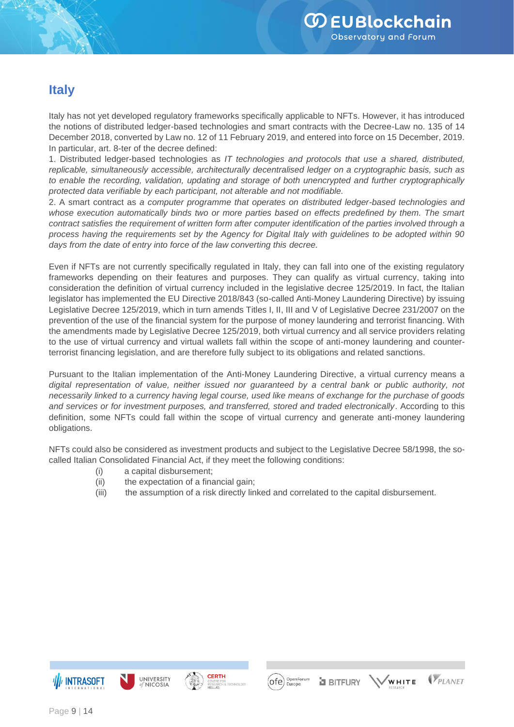## Italy

Italy has not yet developed regulatory frameworks specifically applicable to NFTs. However, it has introduced the notions of distributed ledger-based technologies and smart contracts with the Decree-Law no. 135 of 14 December 2018, converted by Law no. 12 of 11 February 2019, and entered into force on 15 December, 2019. In particular, art. 8-ter of the decree defined:

1. Distributed ledger-based technologies as *IT technologies and protocols that use a shared, distributed, replicable, simultaneously accessible, architecturally decentralised ledger on a cryptographic basis, such as to enable the recording, validation, updating and storage of both unencrypted and further cryptographically protected data verifiable by each participant, not alterable and not modifiable.*
2. A smart contract as *a computer programme that operates on distributed ledger-based technologies and whose execution automatically binds two or more parties based on effects predefined by them. The smart contract satisfies the requirement of written form after computer identification of the parties involved through a process having the requirements set by the Agency for Digital Italy with guidelines to be adopted within 90 days from the date of entry into force of the law converting this decree.*

Even if NFTs are not currently specifically regulated in Italy, they can fall into one of the existing regulatory frameworks depending on their features and purposes. They can qualify as virtual currency, taking into consideration the definition of virtual currency included in the legislative decree 125/2019. In fact, the Italian legislator has implemented the EU Directive 2018/843 (so-called Anti-Money Laundering Directive) by issuing Legislative Decree 125/2019, which in turn amends Titles I, II, III and V of Legislative Decree 231/2007 on the prevention of the use of the financial system for the purpose of money laundering and terrorist financing. With the amendments made by Legislative Decree 125/2019, both virtual currency and all service providers relating to the use of virtual currency and virtual wallets fall within the scope of anti-money laundering and counter-terrorist financing legislation, and are therefore fully subject to its obligations and related sanctions.

Pursuant to the Italian implementation of the Anti-Money Laundering Directive, a virtual currency means a *digital representation of value, neither issued nor guaranteed by a central bank or public authority, not necessarily linked to a currency having legal course, used like means of exchange for the purchase of goods and services or for investment purposes, and transferred, stored and traded electronically*. According to this definition, some NFTs could fall within the scope of virtual currency and generate anti-money laundering obligations.

NFTs could also be considered as investment products and subject to the Legislative Decree 58/1998, the so-called Italian Consolidated Financial Act, if they meet the following conditions:

- (i) a capital disbursement;
- (ii) the expectation of a financial gain;
- (iii) the assumption of a risk directly linked and correlated to the capital disbursement.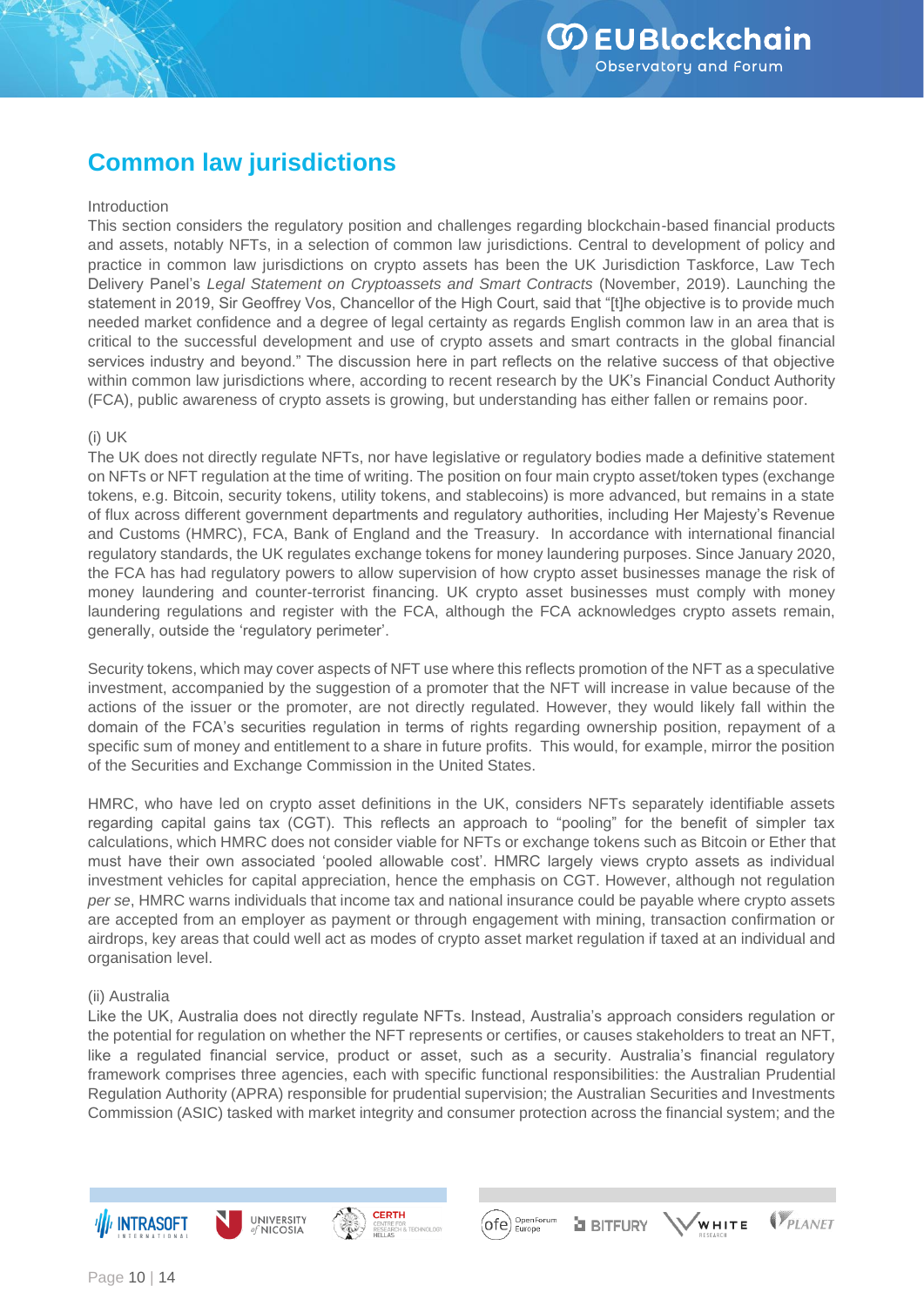# Common law jurisdictions

Introduction

This section considers the regulatory position and challenges regarding blockchain-based financial products and assets, notably NFTs, in a selection of common law jurisdictions. Central to development of policy and practice in common law jurisdictions on crypto assets has been the UK Jurisdiction Taskforce, Law Tech Delivery Panel's *Legal Statement on Cryptoassets and Smart Contracts* (November, 2019). Launching the statement in 2019, Sir Geoffrey Vos, Chancellor of the High Court, said that "[t]he objective is to provide much needed market confidence and a degree of legal certainty as regards English common law in an area that is critical to the successful development and use of crypto assets and smart contracts in the global financial services industry and beyond." The discussion here in part reflects on the relative success of that objective within common law jurisdictions where, according to recent research by the UK's Financial Conduct Authority (FCA), public awareness of crypto assets is growing, but understanding has either fallen or remains poor.

(i) UK

The UK does not directly regulate NFTs, nor have legislative or regulatory bodies made a definitive statement on NFTs or NFT regulation at the time of writing. The position on four main crypto asset/token types (exchange tokens, e.g. Bitcoin, security tokens, utility tokens, and stablecoins) is more advanced, but remains in a state of flux across different government departments and regulatory authorities, including Her Majesty's Revenue and Customs (HMRC), FCA, Bank of England and the Treasury. In accordance with international financial regulatory standards, the UK regulates exchange tokens for money laundering purposes. Since January 2020, the FCA has had regulatory powers to allow supervision of how crypto asset businesses manage the risk of money laundering and counter-terrorist financing. UK crypto asset businesses must comply with money laundering regulations and register with the FCA, although the FCA acknowledges crypto assets remain, generally, outside the 'regulatory perimeter'.

Security tokens, which may cover aspects of NFT use where this reflects promotion of the NFT as a speculative investment, accompanied by the suggestion of a promoter that the NFT will increase in value because of the actions of the issuer or the promoter, are not directly regulated. However, they would likely fall within the domain of the FCA's securities regulation in terms of rights regarding ownership position, repayment of a specific sum of money and entitlement to a share in future profits. This would, for example, mirror the position of the Securities and Exchange Commission in the United States.

HMRC, who have led on crypto asset definitions in the UK, considers NFTs separately identifiable assets regarding capital gains tax (CGT). This reflects an approach to "pooling" for the benefit of simpler tax calculations, which HMRC does not consider viable for NFTs or exchange tokens such as Bitcoin or Ether that must have their own associated 'pooled allowable cost'. HMRC largely views crypto assets as individual investment vehicles for capital appreciation, hence the emphasis on CGT. However, although not regulation *per se*, HMRC warns individuals that income tax and national insurance could be payable where crypto assets are accepted from an employer as payment or through engagement with mining, transaction confirmation or airdrops, key areas that could well act as modes of crypto asset market regulation if taxed at an individual and organisation level.

(ii) Australia

Like the UK, Australia does not directly regulate NFTs. Instead, Australia's approach considers regulation or the potential for regulation on whether the NFT represents or certifies, or causes stakeholders to treat an NFT, like a regulated financial service, product or asset, such as a security. Australia's financial regulatory framework comprises three agencies, each with specific functional responsibilities: the Australian Prudential Regulation Authority (APRA) responsible for prudential supervision; the Australian Securities and Investments Commission (ASIC) tasked with market integrity and consumer protection across the financial system; and the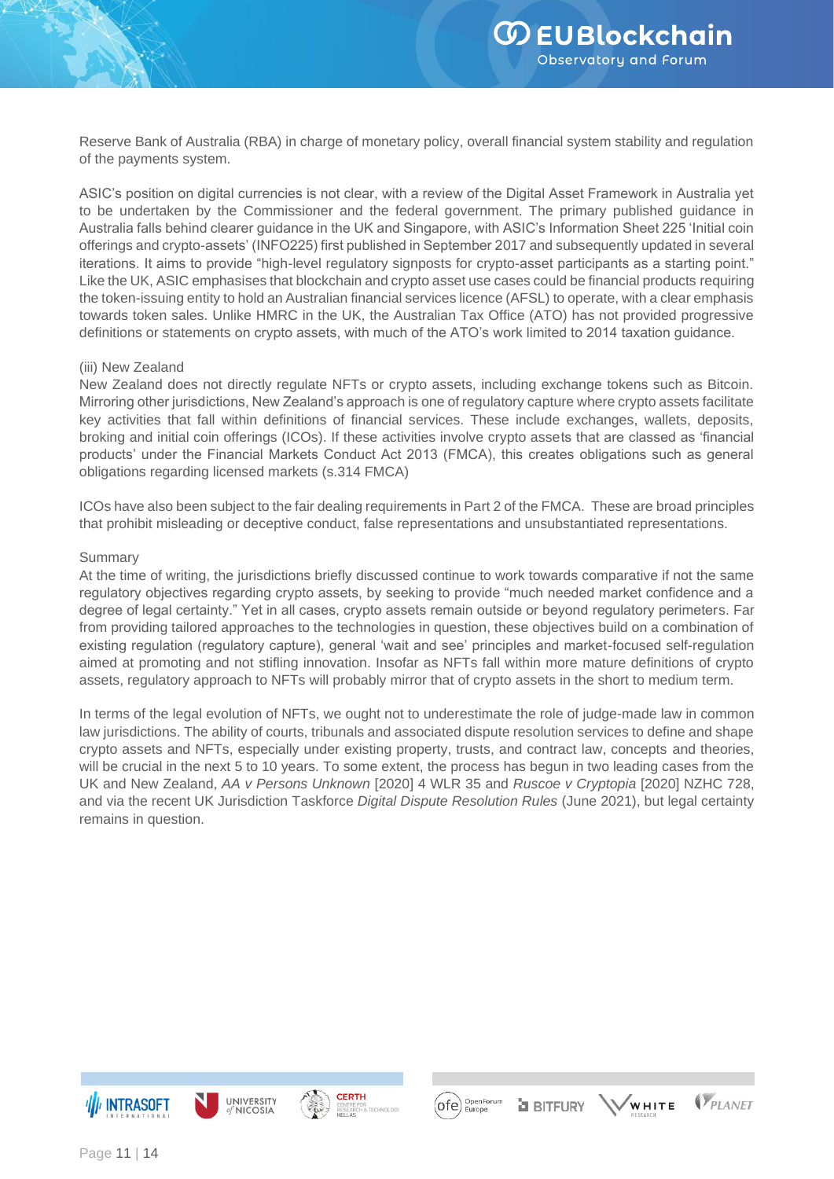Reserve Bank of Australia (RBA) in charge of monetary policy, overall financial system stability and regulation of the payments system.

ASIC's position on digital currencies is not clear, with a review of the Digital Asset Framework in Australia yet to be undertaken by the Commissioner and the federal government. The primary published guidance in Australia falls behind clearer guidance in the UK and Singapore, with ASIC's Information Sheet 225 'Initial coin offerings and crypto-assets' (INFO225) first published in September 2017 and subsequently updated in several iterations. It aims to provide "high-level regulatory signposts for crypto-asset participants as a starting point." Like the UK, ASIC emphasises that blockchain and crypto asset use cases could be financial products requiring the token-issuing entity to hold an Australian financial services licence (AFSL) to operate, with a clear emphasis towards token sales. Unlike HMRC in the UK, the Australian Tax Office (ATO) has not provided progressive definitions or statements on crypto assets, with much of the ATO's work limited to 2014 taxation guidance.

(iii) New Zealand

New Zealand does not directly regulate NFTs or crypto assets, including exchange tokens such as Bitcoin. Mirroring other jurisdictions, New Zealand's approach is one of regulatory capture where crypto assets facilitate key activities that fall within definitions of financial services. These include exchanges, wallets, deposits, broking and initial coin offerings (ICOs). If these activities involve crypto assets that are classed as 'financial products' under the Financial Markets Conduct Act 2013 (FMCA), this creates obligations such as general obligations regarding licensed markets (s.314 FMCA)

ICOs have also been subject to the fair dealing requirements in Part 2 of the FMCA. These are broad principles that prohibit misleading or deceptive conduct, false representations and unsubstantiated representations.

Summary

At the time of writing, the jurisdictions briefly discussed continue to work towards comparative if not the same regulatory objectives regarding crypto assets, by seeking to provide "much needed market confidence and a degree of legal certainty." Yet in all cases, crypto assets remain outside or beyond regulatory perimeters. Far from providing tailored approaches to the technologies in question, these objectives build on a combination of existing regulation (regulatory capture), general 'wait and see' principles and market-focused self-regulation aimed at promoting and not stifling innovation. Insofar as NFTs fall within more mature definitions of crypto assets, regulatory approach to NFTs will probably mirror that of crypto assets in the short to medium term.

In terms of the legal evolution of NFTs, we ought not to underestimate the role of judge-made law in common law jurisdictions. The ability of courts, tribunals and associated dispute resolution services to define and shape crypto assets and NFTs, especially under existing property, trusts, and contract law, concepts and theories, will be crucial in the next 5 to 10 years. To some extent, the process has begun in two leading cases from the UK and New Zealand, *AA v Persons Unknown* [2020] 4 WLR 35 and *Ruscoe v Cryptopia* [2020] NZHC 728, and via the recent UK Jurisdiction Taskforce *Digital Dispute Resolution Rules* (June 2021), but legal certainty remains in question.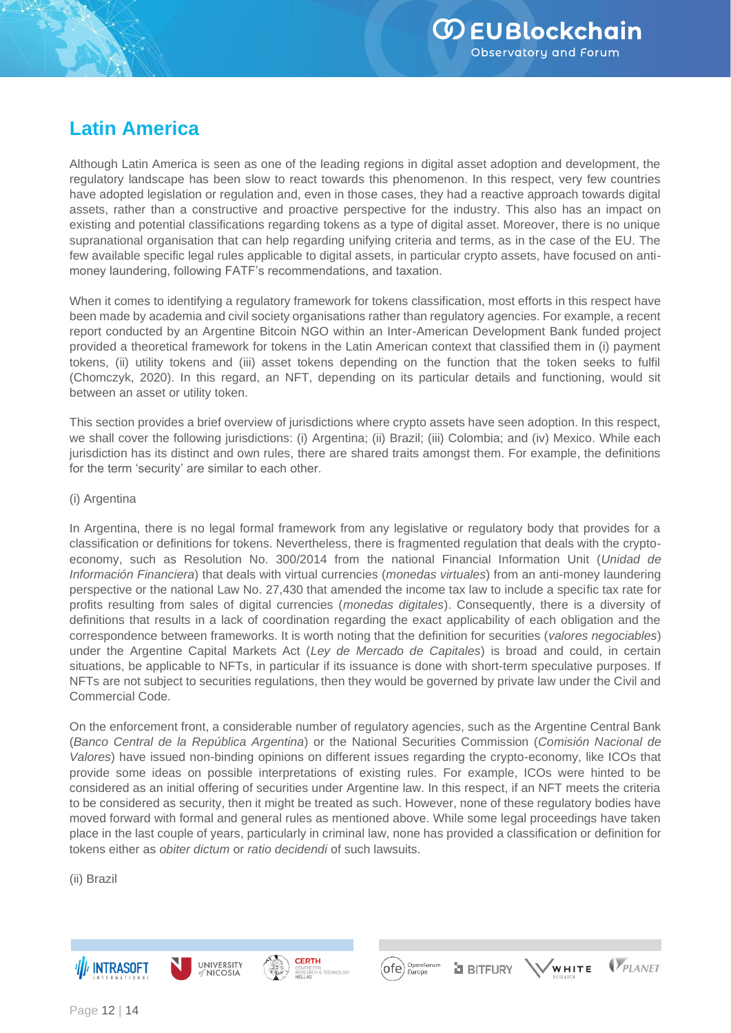## Latin America

Although Latin America is seen as one of the leading regions in digital asset adoption and development, the regulatory landscape has been slow to react towards this phenomenon. In this respect, very few countries have adopted legislation or regulation and, even in those cases, they had a reactive approach towards digital assets, rather than a constructive and proactive perspective for the industry. This also has an impact on existing and potential classifications regarding tokens as a type of digital asset. Moreover, there is no unique supranational organisation that can help regarding unifying criteria and terms, as in the case of the EU. The few available specific legal rules applicable to digital assets, in particular crypto assets, have focused on anti-money laundering, following FATF's recommendations, and taxation.

When it comes to identifying a regulatory framework for tokens classification, most efforts in this respect have been made by academia and civil society organisations rather than regulatory agencies. For example, a recent report conducted by an Argentine Bitcoin NGO within an Inter-American Development Bank funded project provided a theoretical framework for tokens in the Latin American context that classified them in (i) payment tokens, (ii) utility tokens and (iii) asset tokens depending on the function that the token seeks to fulfil (Chomczyk, 2020). In this regard, an NFT, depending on its particular details and functioning, would sit between an asset or utility token.

This section provides a brief overview of jurisdictions where crypto assets have seen adoption. In this respect, we shall cover the following jurisdictions: (i) Argentina; (ii) Brazil; (iii) Colombia; and (iv) Mexico. While each jurisdiction has its distinct and own rules, there are shared traits amongst them. For example, the definitions for the term 'security' are similar to each other.

(i) Argentina

In Argentina, there is no legal formal framework from any legislative or regulatory body that provides for a classification or definitions for tokens. Nevertheless, there is fragmented regulation that deals with the crypto-economy, such as Resolution No. 300/2014 from the national Financial Information Unit (*Unidad de Información Financiera*) that deals with virtual currencies (*monedas virtuales*) from an anti-money laundering perspective or the national Law No. 27,430 that amended the income tax law to include a specific tax rate for profits resulting from sales of digital currencies (*monedas digitales*). Consequently, there is a diversity of definitions that results in a lack of coordination regarding the exact applicability of each obligation and the correspondence between frameworks. It is worth noting that the definition for securities (*valores negociables*) under the Argentine Capital Markets Act (*Ley de Mercado de Capitales*) is broad and could, in certain situations, be applicable to NFTs, in particular if its issuance is done with short-term speculative purposes. If NFTs are not subject to securities regulations, then they would be governed by private law under the Civil and Commercial Code.

On the enforcement front, a considerable number of regulatory agencies, such as the Argentine Central Bank (*Banco Central de la República Argentina*) or the National Securities Commission (*Comisión Nacional de Valores*) have issued non-binding opinions on different issues regarding the crypto-economy, like ICOs that provide some ideas on possible interpretations of existing rules. For example, ICOs were hinted to be considered as an initial offering of securities under Argentine law. In this respect, if an NFT meets the criteria to be considered as security, then it might be treated as such. However, none of these regulatory bodies have moved forward with formal and general rules as mentioned above. While some legal proceedings have taken place in the last couple of years, particularly in criminal law, none has provided a classification or definition for tokens either as *obiter dictum* or *ratio decidendi* of such lawsuits.

(ii) Brazil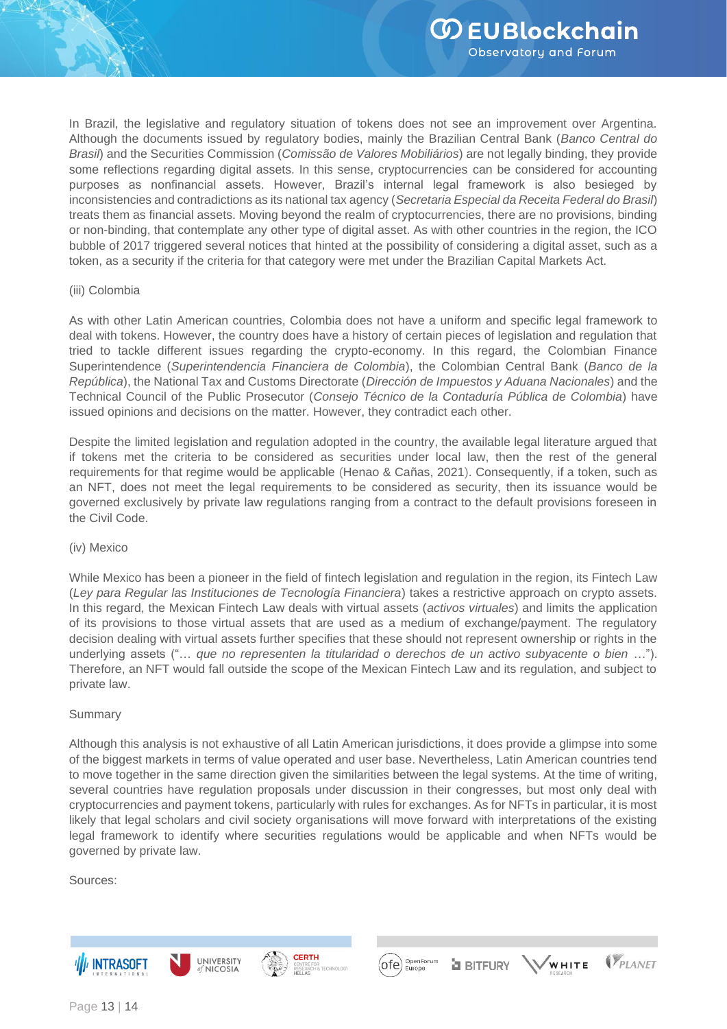In Brazil, the legislative and regulatory situation of tokens does not see an improvement over Argentina. Although the documents issued by regulatory bodies, mainly the Brazilian Central Bank (*Banco Central do Brasil*) and the Securities Commission (*Comissão de Valores Mobiliários*) are not legally binding, they provide some reflections regarding digital assets. In this sense, cryptocurrencies can be considered for accounting purposes as nonfinancial assets. However, Brazil's internal legal framework is also besieged by inconsistencies and contradictions as its national tax agency (*Secretaria Especial da Receita Federal do Brasil*) treats them as financial assets. Moving beyond the realm of cryptocurrencies, there are no provisions, binding or non-binding, that contemplate any other type of digital asset. As with other countries in the region, the ICO bubble of 2017 triggered several notices that hinted at the possibility of considering a digital asset, such as a token, as a security if the criteria for that category were met under the Brazilian Capital Markets Act.

(iii) Colombia

As with other Latin American countries, Colombia does not have a uniform and specific legal framework to deal with tokens. However, the country does have a history of certain pieces of legislation and regulation that tried to tackle different issues regarding the crypto-economy. In this regard, the Colombian Finance Superintendence (*Superintendencia Financiera de Colombia*), the Colombian Central Bank (*Banco de la República*), the National Tax and Customs Directorate (*Dirección de Impuestos y Aduana Nacionales*) and the Technical Council of the Public Prosecutor (*Consejo Técnico de la Contaduría Pública de Colombia*) have issued opinions and decisions on the matter. However, they contradict each other.

Despite the limited legislation and regulation adopted in the country, the available legal literature argued that if tokens met the criteria to be considered as securities under local law, then the rest of the general requirements for that regime would be applicable (Henao & Cañas, 2021). Consequently, if a token, such as an NFT, does not meet the legal requirements to be considered as security, then its issuance would be governed exclusively by private law regulations ranging from a contract to the default provisions foreseen in the Civil Code.

(iv) Mexico

While Mexico has been a pioneer in the field of fintech legislation and regulation in the region, its Fintech Law (*Ley para Regular las Instituciones de Tecnología Financiera*) takes a restrictive approach on crypto assets. In this regard, the Mexican Fintech Law deals with virtual assets (*activos virtuales*) and limits the application of its provisions to those virtual assets that are used as a medium of exchange/payment. The regulatory decision dealing with virtual assets further specifies that these should not represent ownership or rights in the underlying assets ("… *que no representen la titularidad o derechos de un activo subyacente o bien* …"). Therefore, an NFT would fall outside the scope of the Mexican Fintech Law and its regulation, and subject to private law.

Summary

Although this analysis is not exhaustive of all Latin American jurisdictions, it does provide a glimpse into some of the biggest markets in terms of value operated and user base. Nevertheless, Latin American countries tend to move together in the same direction given the similarities between the legal systems. At the time of writing, several countries have regulation proposals under discussion in their congresses, but most only deal with cryptocurrencies and payment tokens, particularly with rules for exchanges. As for NFTs in particular, it is most likely that legal scholars and civil society organisations will move forward with interpretations of the existing legal framework to identify where securities regulations would be applicable and when NFTs would be governed by private law.

Sources: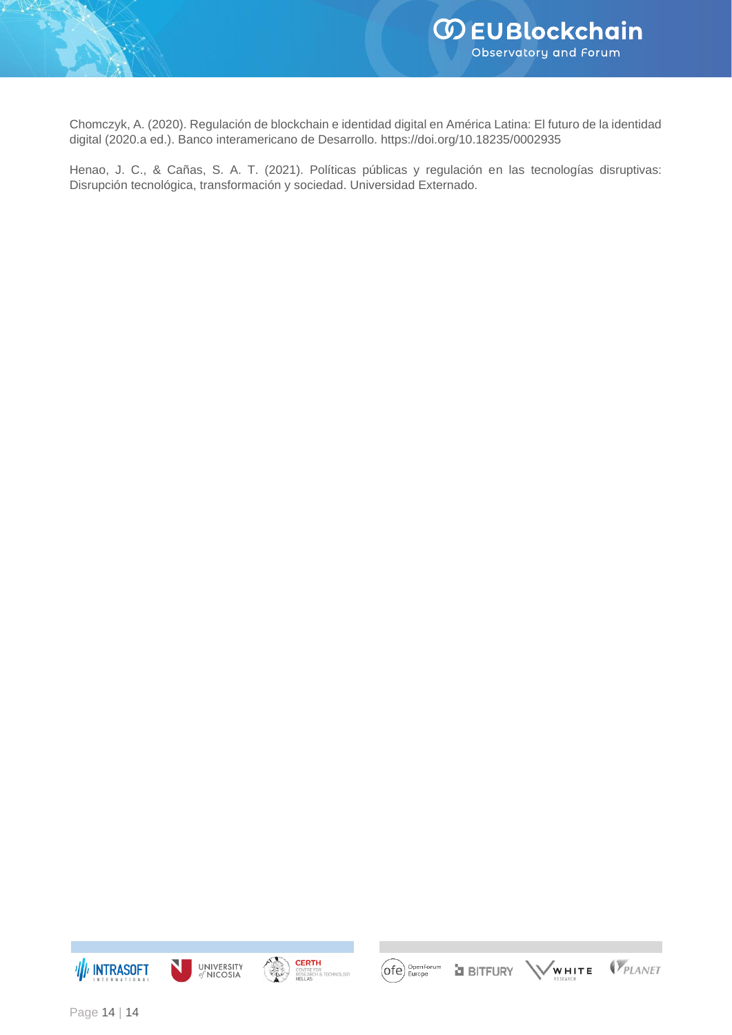Chomczyk, A. (2020). Regulación de blockchain e identidad digital en América Latina: El futuro de la identidad digital (2020.a ed.). Banco interamericano de Desarrollo. https://doi.org/10.18235/0002935

Henao, J. C., & Cañas, S. A. T. (2021). Políticas públicas y regulación en las tecnologías disruptivas: Disrupción tecnológica, transformación y sociedad. Universidad Externado.